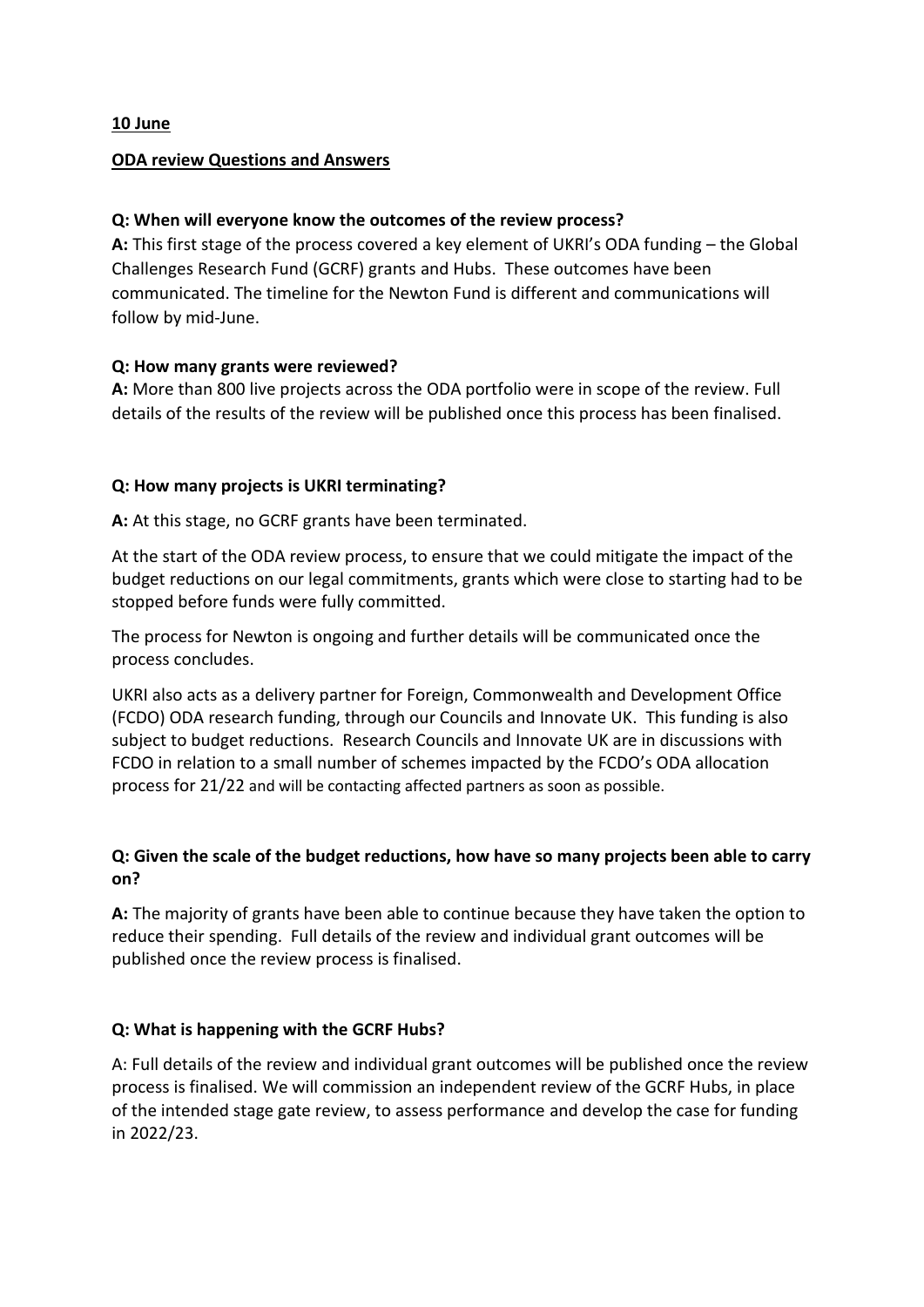**10 June**

**ODA review Questions and Answers**

**Q: When will everyone know the outcomes of the review process?**

**A:** This first stage of the process covered a key element of UKRI's ODA funding – the Global Challenges Research Fund (GCRF) grants and Hubs. These outcomes have been communicated. The timeline for the Newton Fund is different and communications will follow by mid-June.

**Q: How many grants were reviewed?**

**A:** More than 800 live projects across the ODA portfolio were in scope of the review. Full details of the results of the review will be published once this process has been finalised.

**Q: How many projects is UKRI terminating?**

**A:** At this stage, no GCRF grants have been terminated.

At the start of the ODA review process, to ensure that we could mitigate the impact of the budget reductions on our legal commitments, grants which were close to starting had to be stopped before funds were fully committed.

The process for Newton is ongoing and further details will be communicated once the process concludes.

UKRI also acts as a delivery partner for Foreign, Commonwealth and Development Office (FCDO) ODA research funding, through our Councils and Innovate UK. This funding is also subject to budget reductions. Research Councils and Innovate UK are in discussions with FCDO in relation to a small number of schemes impacted by the FCDO's ODA allocation process for 21/22 and will be contacting affected partners as soon as possible.

**Q: Given the scale of the budget reductions, how have so many projects been able to carry on?**

**A:** The majority of grants have been able to continue because they have taken the option to reduce their spending. Full details of the review and individual grant outcomes will be published once the review process is finalised.

**Q: What is happening with the GCRF Hubs?**

A: Full details of the review and individual grant outcomes will be published once the review process is finalised. We will commission an independent review of the GCRF Hubs, in place of the intended stage gate review, to assess performance and develop the case for funding in 2022/23.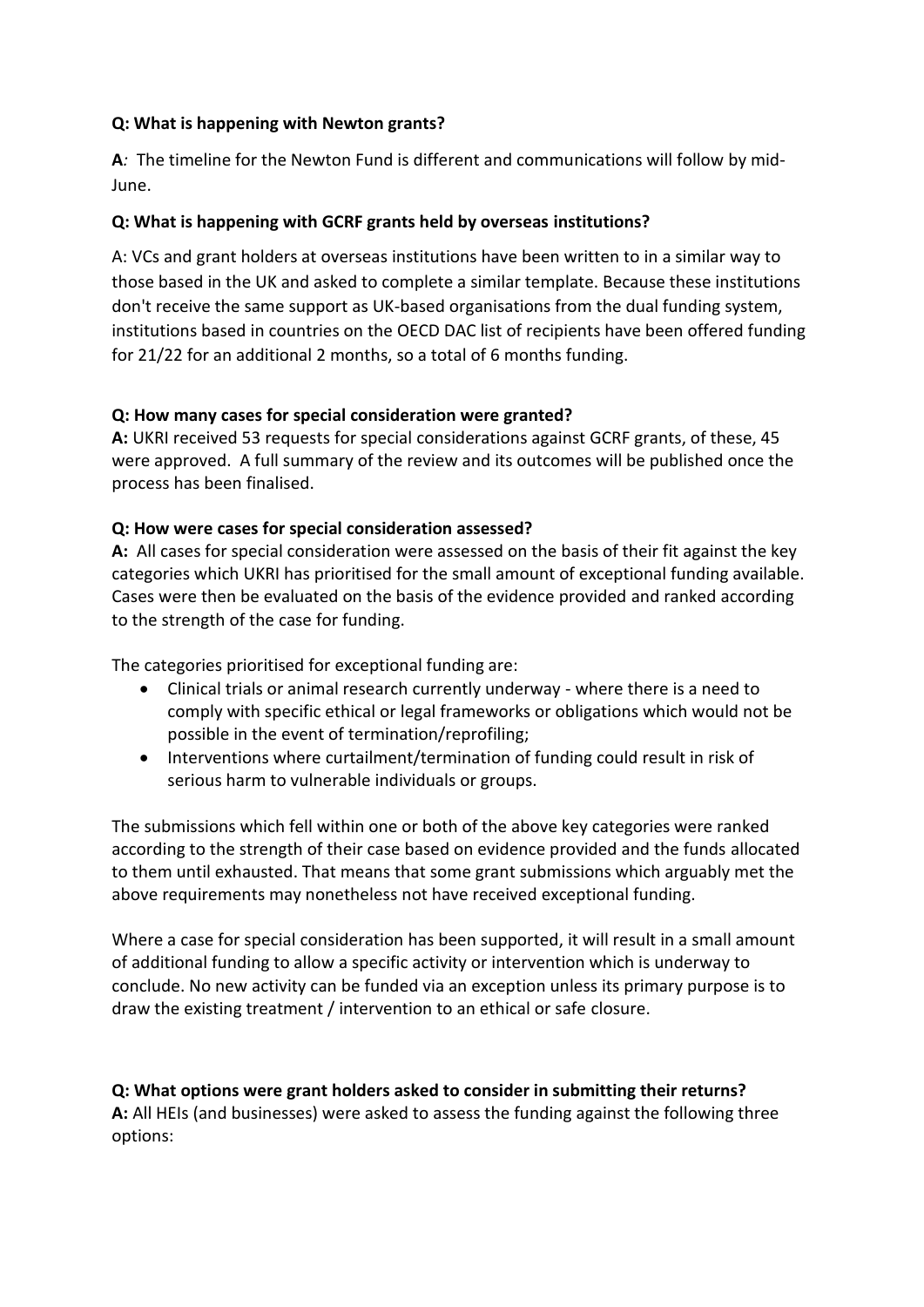**Q: What is happening with Newton grants?**

**A***:* The timeline for the Newton Fund is different and communications will follow by mid-June.

**Q: What is happening with GCRF grants held by overseas institutions?**

A: VCs and grant holders at overseas institutions have been written to in a similar way to those based in the UK and asked to complete a similar template. Because these institutions don't receive the same support as UK-based organisations from the dual funding system, institutions based in countries on the OECD DAC list of recipients have been offered funding for 21/22 for an additional 2 months, so a total of 6 months funding.

**Q: How many cases for special consideration were granted?**

**A:** UKRI received 53 requests for special considerations against GCRF grants, of these, 45 were approved. A full summary of the review and its outcomes will be published once the process has been finalised.

**Q: How were cases for special consideration assessed?**

**A:** All cases for special consideration were assessed on the basis of their fit against the key categories which UKRI has prioritised for the small amount of exceptional funding available. Cases were then be evaluated on the basis of the evidence provided and ranked according to the strength of the case for funding.

The categories prioritised for exceptional funding are:

- Clinical trials or animal research currently underway - where there is a need to comply with specific ethical or legal frameworks or obligations which would not be possible in the event of termination/reprofiling;
- Interventions where curtailment/termination of funding could result in risk of serious harm to vulnerable individuals or groups.

The submissions which fell within one or both of the above key categories were ranked according to the strength of their case based on evidence provided and the funds allocated to them until exhausted. That means that some grant submissions which arguably met the above requirements may nonetheless not have received exceptional funding.

Where a case for special consideration has been supported, it will result in a small amount of additional funding to allow a specific activity or intervention which is underway to conclude. No new activity can be funded via an exception unless its primary purpose is to draw the existing treatment / intervention to an ethical or safe closure.

**Q: What options were grant holders asked to consider in submitting their returns?**

**A:** All HEIs (and businesses) were asked to assess the funding against the following three options: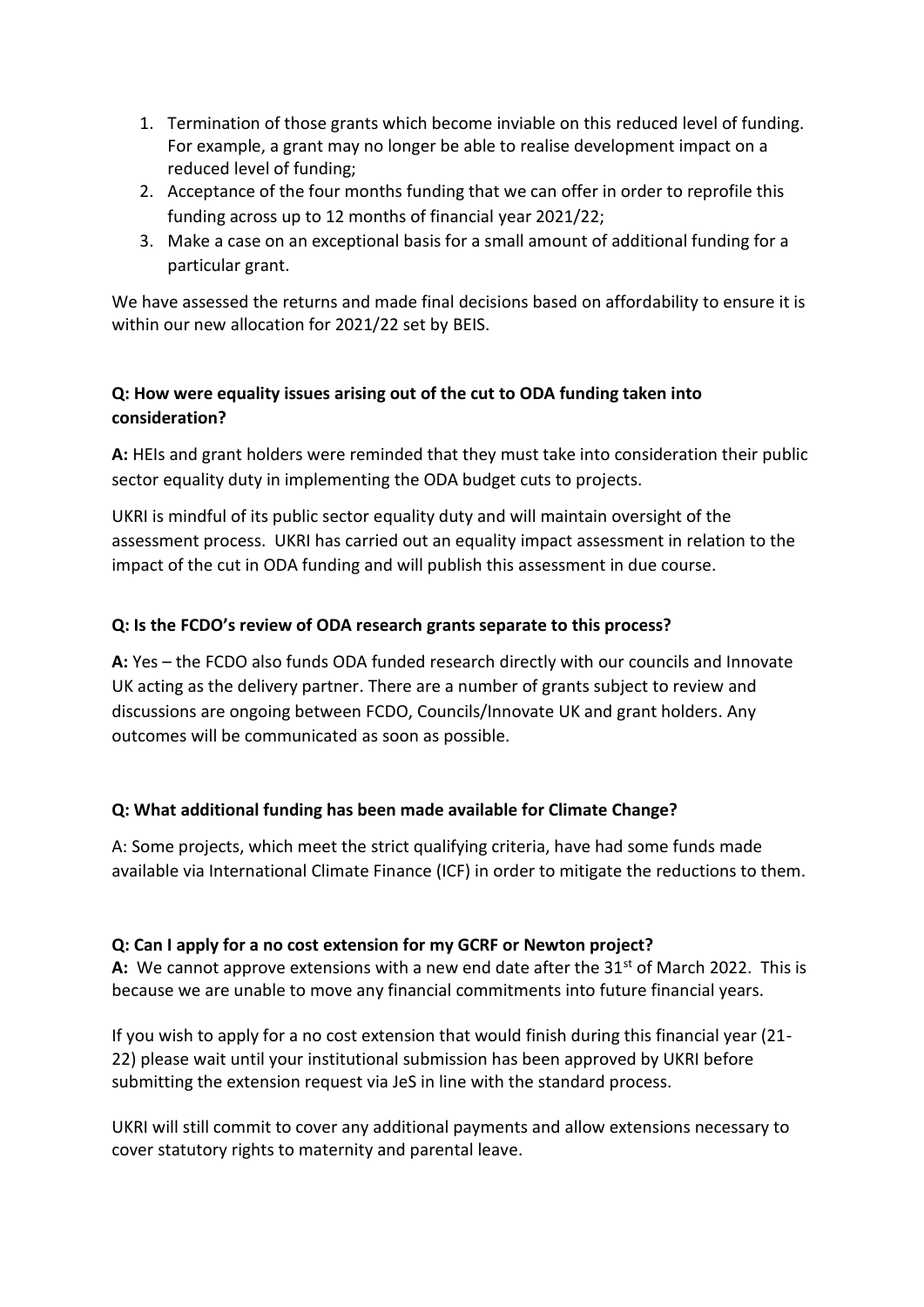1. Termination of those grants which become inviable on this reduced level of funding. For example, a grant may no longer be able to realise development impact on a reduced level of funding;
2. Acceptance of the four months funding that we can offer in order to reprofile this funding across up to 12 months of financial year 2021/22;
3. Make a case on an exceptional basis for a small amount of additional funding for a particular grant.

We have assessed the returns and made final decisions based on affordability to ensure it is within our new allocation for 2021/22 set by BEIS.

**Q: How were equality issues arising out of the cut to ODA funding taken into consideration?**

**A:** HEIs and grant holders were reminded that they must take into consideration their public sector equality duty in implementing the ODA budget cuts to projects.

UKRI is mindful of its public sector equality duty and will maintain oversight of the assessment process. UKRI has carried out an equality impact assessment in relation to the impact of the cut in ODA funding and will publish this assessment in due course.

**Q: Is the FCDO's review of ODA research grants separate to this process?**

**A:** Yes – the FCDO also funds ODA funded research directly with our councils and Innovate UK acting as the delivery partner. There are a number of grants subject to review and discussions are ongoing between FCDO, Councils/Innovate UK and grant holders. Any outcomes will be communicated as soon as possible.

**Q: What additional funding has been made available for Climate Change?**

A: Some projects, which meet the strict qualifying criteria, have had some funds made available via International Climate Finance (ICF) in order to mitigate the reductions to them.

**Q: Can I apply for a no cost extension for my GCRF or Newton project?**

**A:** We cannot approve extensions with a new end date after the 31st of March 2022. This is because we are unable to move any financial commitments into future financial years.

If you wish to apply for a no cost extension that would finish during this financial year (21-22) please wait until your institutional submission has been approved by UKRI before submitting the extension request via JeS in line with the standard process.

UKRI will still commit to cover any additional payments and allow extensions necessary to cover statutory rights to maternity and parental leave.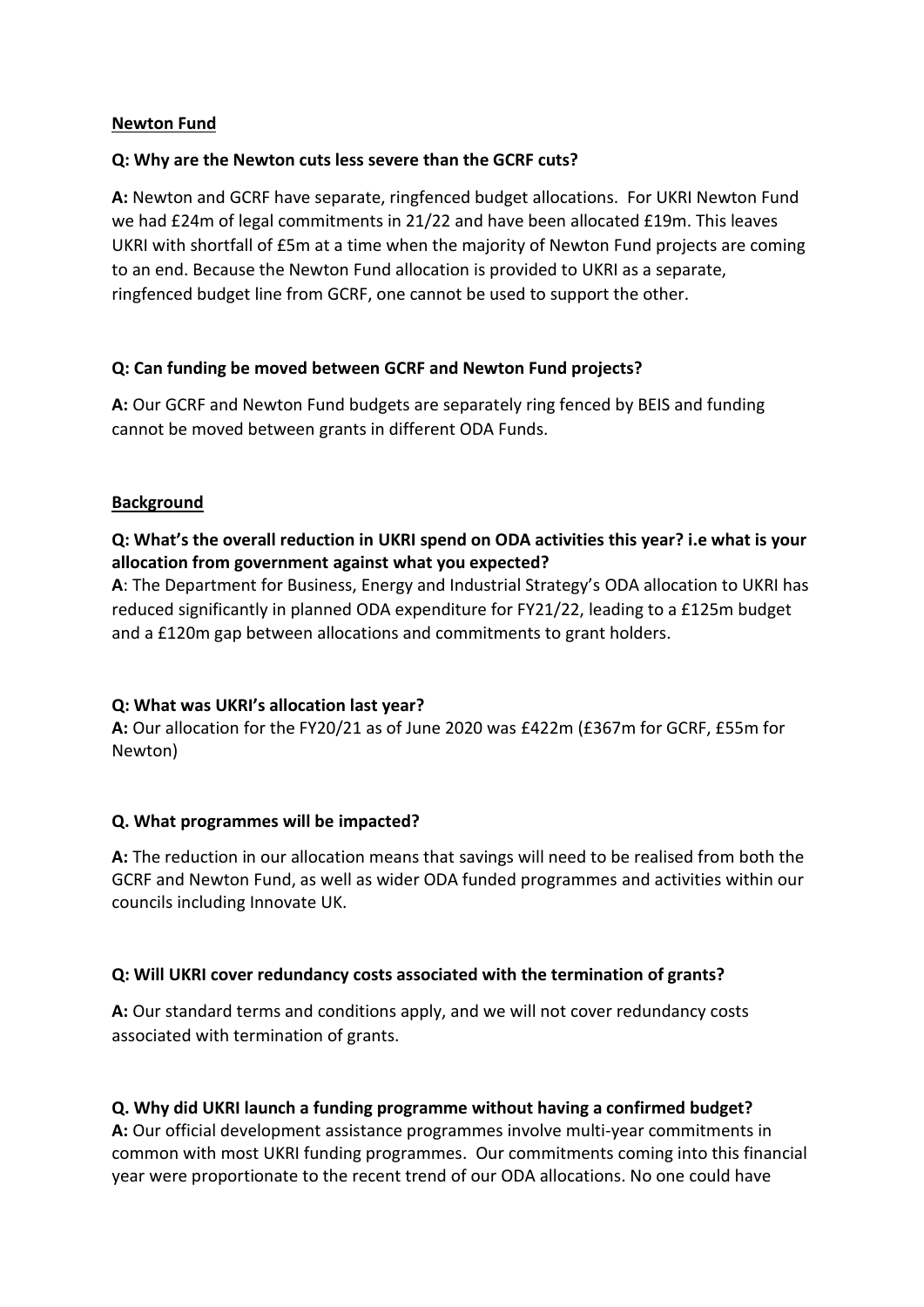**Newton Fund**

**Q: Why are the Newton cuts less severe than the GCRF cuts?**

**A:** Newton and GCRF have separate, ringfenced budget allocations. For UKRI Newton Fund we had £24m of legal commitments in 21/22 and have been allocated £19m. This leaves UKRI with shortfall of £5m at a time when the majority of Newton Fund projects are coming to an end. Because the Newton Fund allocation is provided to UKRI as a separate, ringfenced budget line from GCRF, one cannot be used to support the other.

**Q: Can funding be moved between GCRF and Newton Fund projects?**

**A:** Our GCRF and Newton Fund budgets are separately ring fenced by BEIS and funding cannot be moved between grants in different ODA Funds.

**Background**

**Q: What's the overall reduction in UKRI spend on ODA activities this year? i.e what is your allocation from government against what you expected?**

**A**: The Department for Business, Energy and Industrial Strategy's ODA allocation to UKRI has reduced significantly in planned ODA expenditure for FY21/22, leading to a £125m budget and a £120m gap between allocations and commitments to grant holders.

**Q: What was UKRI's allocation last year?**

**A:** Our allocation for the FY20/21 as of June 2020 was £422m (£367m for GCRF, £55m for Newton)

**Q. What programmes will be impacted?**

**A:** The reduction in our allocation means that savings will need to be realised from both the GCRF and Newton Fund, as well as wider ODA funded programmes and activities within our councils including Innovate UK.

**Q: Will UKRI cover redundancy costs associated with the termination of grants?**

**A:** Our standard terms and conditions apply, and we will not cover redundancy costs associated with termination of grants.

**Q. Why did UKRI launch a funding programme without having a confirmed budget?**

**A:** Our official development assistance programmes involve multi-year commitments in common with most UKRI funding programmes. Our commitments coming into this financial year were proportionate to the recent trend of our ODA allocations. No one could have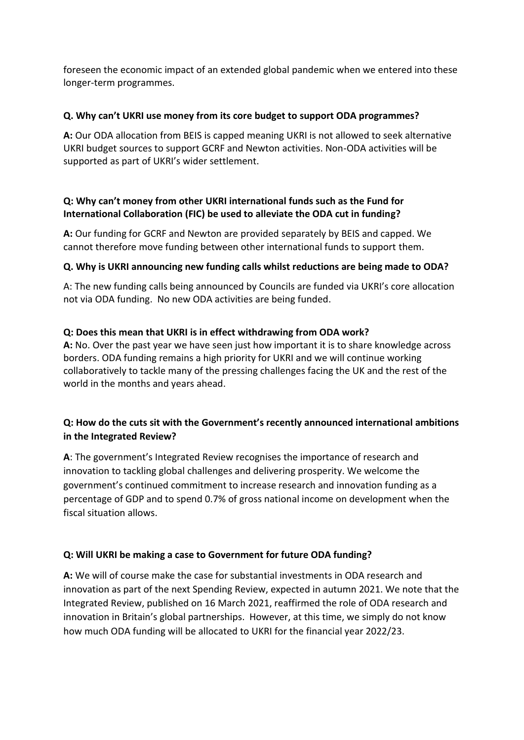foreseen the economic impact of an extended global pandemic when we entered into these longer-term programmes.

**Q. Why can't UKRI use money from its core budget to support ODA programmes?**

**A:** Our ODA allocation from BEIS is capped meaning UKRI is not allowed to seek alternative UKRI budget sources to support GCRF and Newton activities. Non-ODA activities will be supported as part of UKRI's wider settlement.

**Q: Why can't money from other UKRI international funds such as the Fund for International Collaboration (FIC) be used to alleviate the ODA cut in funding?**

**A:** Our funding for GCRF and Newton are provided separately by BEIS and capped. We cannot therefore move funding between other international funds to support them.

**Q. Why is UKRI announcing new funding calls whilst reductions are being made to ODA?**

A: The new funding calls being announced by Councils are funded via UKRI's core allocation not via ODA funding. No new ODA activities are being funded.

**Q: Does this mean that UKRI is in effect withdrawing from ODA work?**

**A:** No. Over the past year we have seen just how important it is to share knowledge across borders. ODA funding remains a high priority for UKRI and we will continue working collaboratively to tackle many of the pressing challenges facing the UK and the rest of the world in the months and years ahead.

**Q: How do the cuts sit with the Government's recently announced international ambitions in the Integrated Review?**

**A**: The government's Integrated Review recognises the importance of research and innovation to tackling global challenges and delivering prosperity. We welcome the government's continued commitment to increase research and innovation funding as a percentage of GDP and to spend 0.7% of gross national income on development when the fiscal situation allows.

**Q: Will UKRI be making a case to Government for future ODA funding?**

**A:** We will of course make the case for substantial investments in ODA research and innovation as part of the next Spending Review, expected in autumn 2021. We note that the Integrated Review, published on 16 March 2021, reaffirmed the role of ODA research and innovation in Britain's global partnerships. However, at this time, we simply do not know how much ODA funding will be allocated to UKRI for the financial year 2022/23.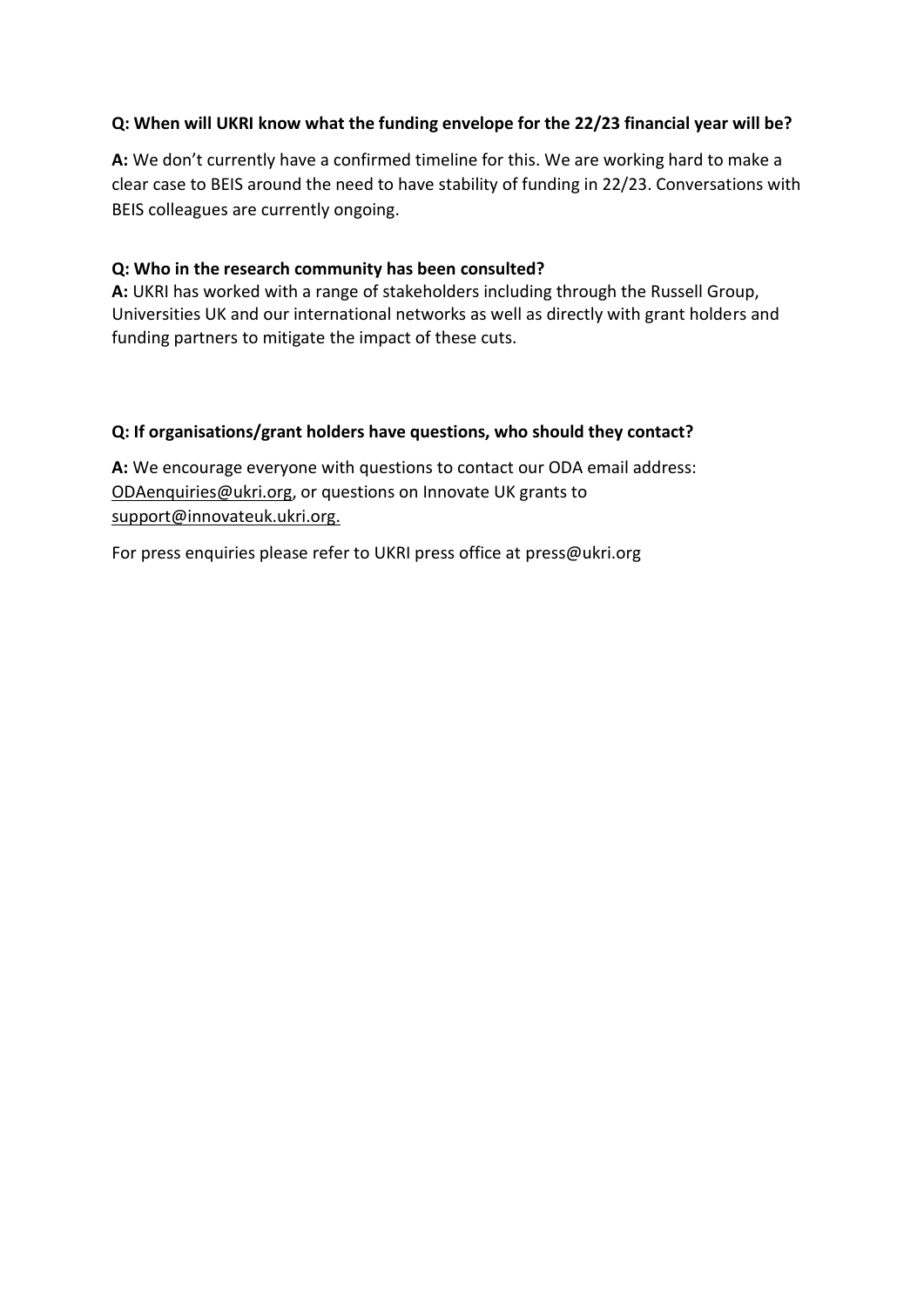**Q: When will UKRI know what the funding envelope for the 22/23 financial year will be?**

**A:** We don't currently have a confirmed timeline for this. We are working hard to make a clear case to BEIS around the need to have stability of funding in 22/23. Conversations with BEIS colleagues are currently ongoing.

**Q: Who in the research community has been consulted?**

**A:** UKRI has worked with a range of stakeholders including through the Russell Group, Universities UK and our international networks as well as directly with grant holders and funding partners to mitigate the impact of these cuts.

**Q: If organisations/grant holders have questions, who should they contact?**

**A:** We encourage everyone with questions to contact our ODA email address: ODAenquiries@ukri.org, or questions on Innovate UK grants to support@innovateuk.ukri.org.

For press enquiries please refer to UKRI press office at press@ukri.org